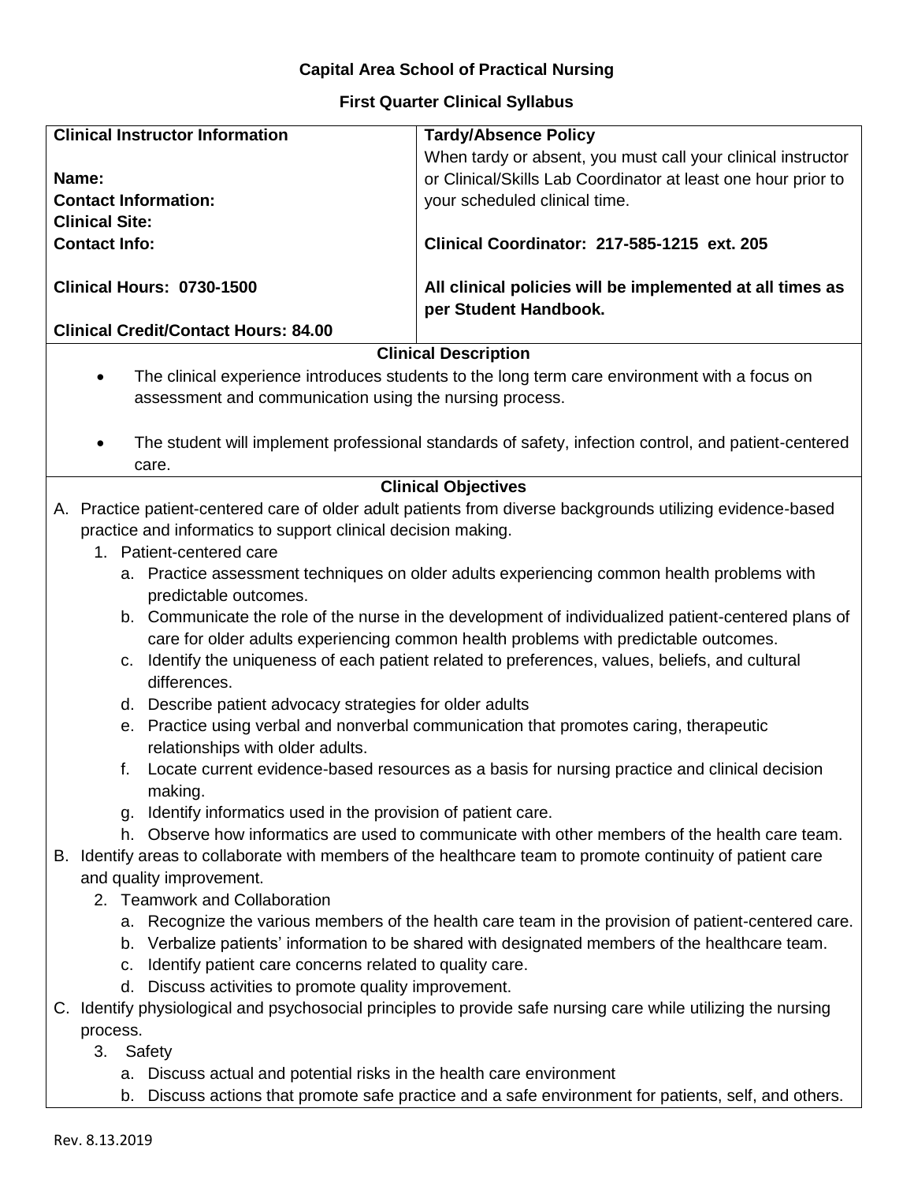**Capital Area School of Practical Nursing**

**First Quarter Clinical Syllabus**

| **Clinical Instructor Information**<br><br>**Name:**<br>**Contact Information:**<br>**Clinical Site:**<br>**Contact Info:**<br><br>**Clinical Hours: 0730-1500**<br><br>**Clinical Credit/Contact Hours: 84.00** | **Tardy/Absence Policy**<br>When tardy or absent, you must call your clinical instructor or Clinical/Skills Lab Coordinator at least one hour prior to your scheduled clinical time.<br><br>**Clinical Coordinator: 217-585-1215 ext. 205**<br><br>**All clinical policies will be implemented at all times as per Student Handbook.** |
|---|---|

**Clinical Description**

- The clinical experience introduces students to the long term care environment with a focus on assessment and communication using the nursing process.
- The student will implement professional standards of safety, infection control, and patient-centered care.

**Clinical Objectives**

A. Practice patient-centered care of older adult patients from diverse backgrounds utilizing evidence-based practice and informatics to support clinical decision making.

1. Patient-centered care
   - a. Practice assessment techniques on older adults experiencing common health problems with predictable outcomes.
   - b. Communicate the role of the nurse in the development of individualized patient-centered plans of care for older adults experiencing common health problems with predictable outcomes.
   - c. Identify the uniqueness of each patient related to preferences, values, beliefs, and cultural differences.
   - d. Describe patient advocacy strategies for older adults
   - e. Practice using verbal and nonverbal communication that promotes caring, therapeutic relationships with older adults.
   - f. Locate current evidence-based resources as a basis for nursing practice and clinical decision making.
   - g. Identify informatics used in the provision of patient care.
   - h. Observe how informatics are used to communicate with other members of the health care team.

B. Identify areas to collaborate with members of the healthcare team to promote continuity of patient care and quality improvement.

2. Teamwork and Collaboration
   - a. Recognize the various members of the health care team in the provision of patient-centered care.
   - b. Verbalize patients' information to be shared with designated members of the healthcare team.
   - c. Identify patient care concerns related to quality care.
   - d. Discuss activities to promote quality improvement.

C. Identify physiological and psychosocial principles to provide safe nursing care while utilizing the nursing process.

3. Safety
   - a. Discuss actual and potential risks in the health care environment
   - b. Discuss actions that promote safe practice and a safe environment for patients, self, and others.

Rev. 8.13.2019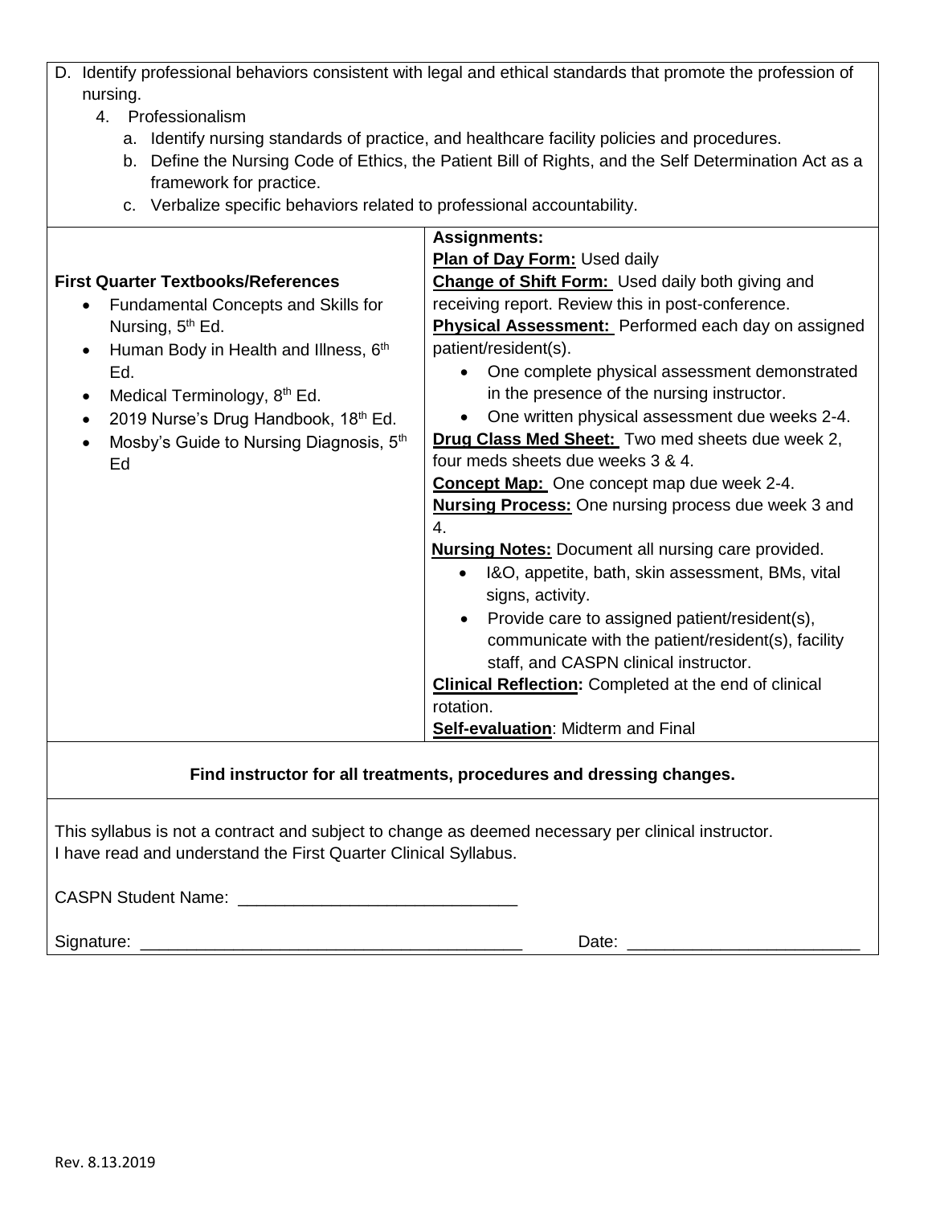D. Identify professional behaviors consistent with legal and ethical standards that promote the profession of nursing.

4. Professionalism
    a. Identify nursing standards of practice, and healthcare facility policies and procedures.
    b. Define the Nursing Code of Ethics, the Patient Bill of Rights, and the Self Determination Act as a framework for practice.
    c. Verbalize specific behaviors related to professional accountability.

**First Quarter Textbooks/References**

- Fundamental Concepts and Skills for Nursing, 5th Ed.
- Human Body in Health and Illness, 6th Ed.
- Medical Terminology, 8th Ed.
- 2019 Nurse's Drug Handbook, 18th Ed.
- Mosby's Guide to Nursing Diagnosis, 5th Ed

**Assignments:**

**Plan of Day Form:** Used daily

**Change of Shift Form:** Used daily both giving and receiving report. Review this in post-conference.

**Physical Assessment:** Performed each day on assigned patient/resident(s).

- One complete physical assessment demonstrated in the presence of the nursing instructor.
- One written physical assessment due weeks 2-4.

**Drug Class Med Sheet:** Two med sheets due week 2, four meds sheets due weeks 3 & 4.

**Concept Map:** One concept map due week 2-4.

**Nursing Process:** One nursing process due week 3 and 4.

**Nursing Notes:** Document all nursing care provided.

- I&O, appetite, bath, skin assessment, BMs, vital signs, activity.
- Provide care to assigned patient/resident(s), communicate with the patient/resident(s), facility staff, and CASPN clinical instructor.

**Clinical Reflection:** Completed at the end of clinical rotation.

**Self-evaluation**: Midterm and Final

**Find instructor for all treatments, procedures and dressing changes.**

This syllabus is not a contract and subject to change as deemed necessary per clinical instructor.
I have read and understand the First Quarter Clinical Syllabus.

CASPN Student Name: ______________________________

Signature: __________________________________________ Date: _________________________

Rev. 8.13.2019